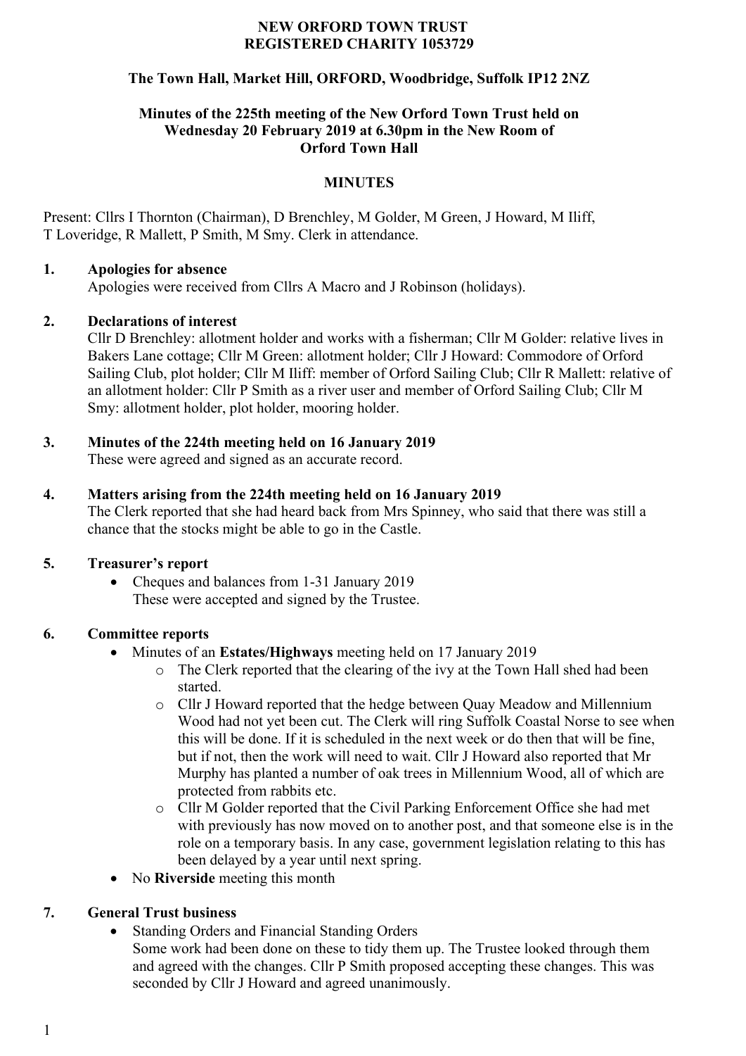**NEW ORFORD TOWN TRUST**
**REGISTERED CHARITY 1053729**

**The Town Hall, Market Hill, ORFORD, Woodbridge, Suffolk IP12 2NZ**

**Minutes of the 225th meeting of the New Orford Town Trust held on Wednesday 20 February 2019 at 6.30pm in the New Room of Orford Town Hall**

**MINUTES**

Present: Cllrs I Thornton (Chairman), D Brenchley, M Golder, M Green, J Howard, M Iliff, T Loveridge, R Mallett, P Smith, M Smy. Clerk in attendance.

**1. Apologies for absence**
Apologies were received from Cllrs A Macro and J Robinson (holidays).

**2. Declarations of interest**
Cllr D Brenchley: allotment holder and works with a fisherman; Cllr M Golder: relative lives in Bakers Lane cottage; Cllr M Green: allotment holder; Cllr J Howard: Commodore of Orford Sailing Club, plot holder; Cllr M Iliff: member of Orford Sailing Club; Cllr R Mallett: relative of an allotment holder: Cllr P Smith as a river user and member of Orford Sailing Club; Cllr M Smy: allotment holder, plot holder, mooring holder.

**3. Minutes of the 224th meeting held on 16 January 2019**
These were agreed and signed as an accurate record.

**4. Matters arising from the 224th meeting held on 16 January 2019**
The Clerk reported that she had heard back from Mrs Spinney, who said that there was still a chance that the stocks might be able to go in the Castle.

**5. Treasurer's report**

- Cheques and balances from 1-31 January 2019
  These were accepted and signed by the Trustee.

**6. Committee reports**

- Minutes of an **Estates/Highways** meeting held on 17 January 2019
  - The Clerk reported that the clearing of the ivy at the Town Hall shed had been started.
  - Cllr J Howard reported that the hedge between Quay Meadow and Millennium Wood had not yet been cut. The Clerk will ring Suffolk Coastal Norse to see when this will be done. If it is scheduled in the next week or do then that will be fine, but if not, then the work will need to wait. Cllr J Howard also reported that Mr Murphy has planted a number of oak trees in Millennium Wood, all of which are protected from rabbits etc.
  - Cllr M Golder reported that the Civil Parking Enforcement Office she had met with previously has now moved on to another post, and that someone else is in the role on a temporary basis. In any case, government legislation relating to this has been delayed by a year until next spring.
- No **Riverside** meeting this month

**7. General Trust business**

- Standing Orders and Financial Standing Orders
  Some work had been done on these to tidy them up. The Trustee looked through them and agreed with the changes. Cllr P Smith proposed accepting these changes. This was seconded by Cllr J Howard and agreed unanimously.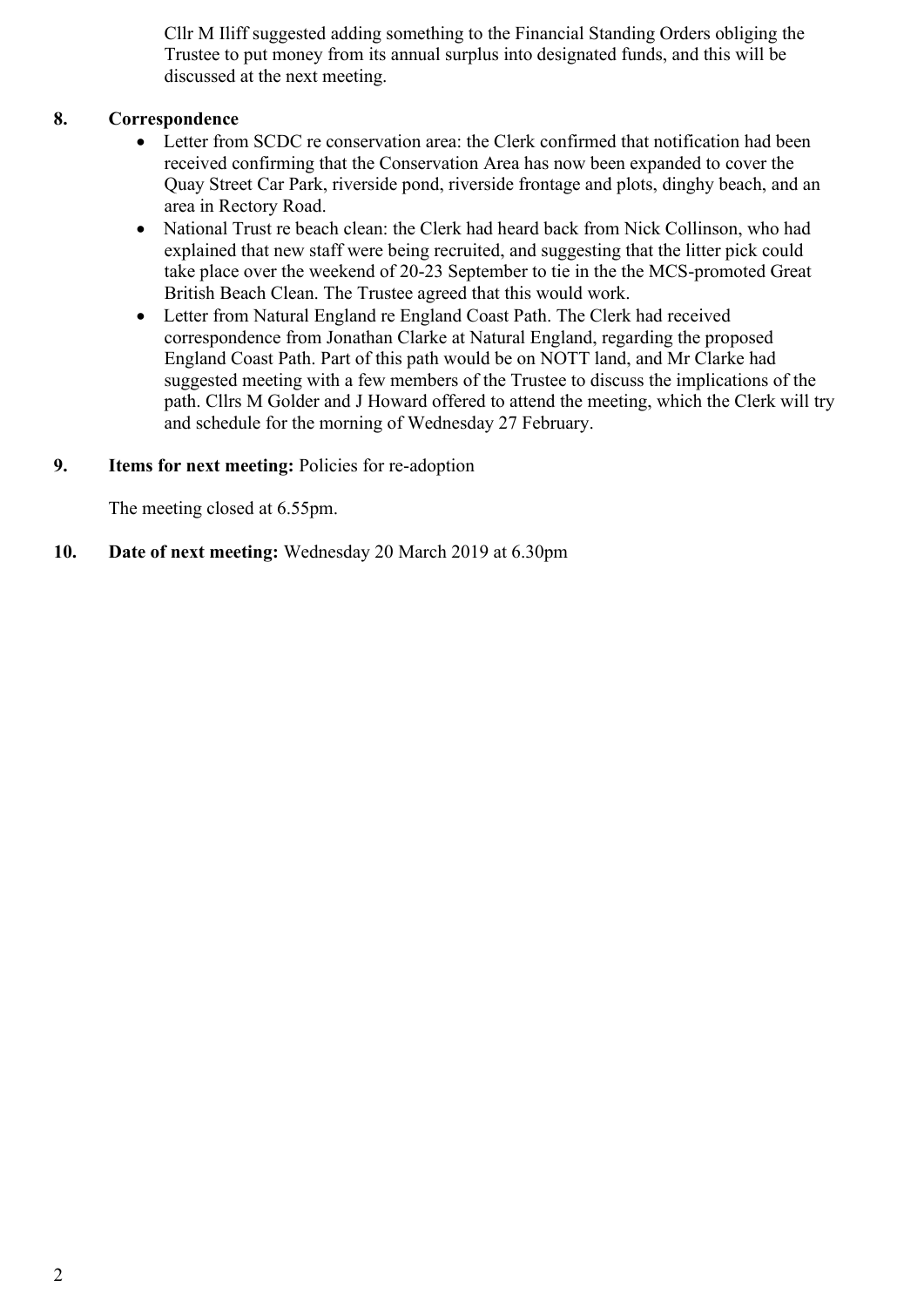Cllr M Iliff suggested adding something to the Financial Standing Orders obliging the Trustee to put money from its annual surplus into designated funds, and this will be discussed at the next meeting.

**8. Correspondence**

- Letter from SCDC re conservation area: the Clerk confirmed that notification had been received confirming that the Conservation Area has now been expanded to cover the Quay Street Car Park, riverside pond, riverside frontage and plots, dinghy beach, and an area in Rectory Road.
- National Trust re beach clean: the Clerk had heard back from Nick Collinson, who had explained that new staff were being recruited, and suggesting that the litter pick could take place over the weekend of 20-23 September to tie in the the MCS-promoted Great British Beach Clean. The Trustee agreed that this would work.
- Letter from Natural England re England Coast Path. The Clerk had received correspondence from Jonathan Clarke at Natural England, regarding the proposed England Coast Path. Part of this path would be on NOTT land, and Mr Clarke had suggested meeting with a few members of the Trustee to discuss the implications of the path. Cllrs M Golder and J Howard offered to attend the meeting, which the Clerk will try and schedule for the morning of Wednesday 27 February.

**9. Items for next meeting:** Policies for re-adoption

The meeting closed at 6.55pm.

**10. Date of next meeting:** Wednesday 20 March 2019 at 6.30pm